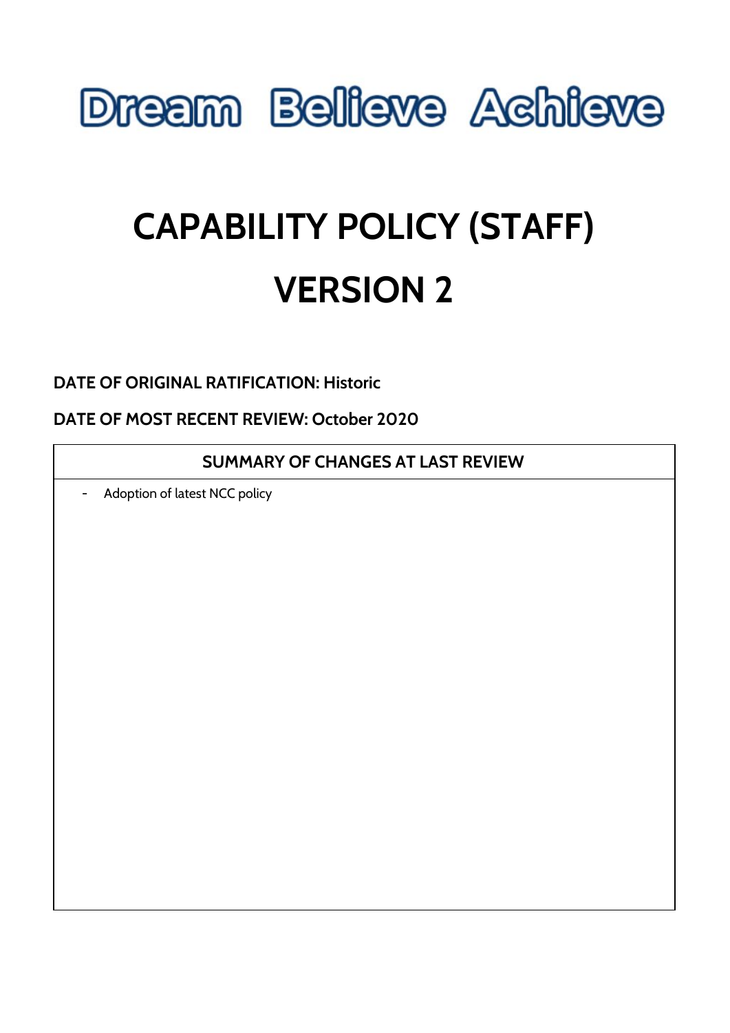Dream Believe Achieve

# CAPABILITY POLICY (STAFF)

# VERSION 2

**DATE OF ORIGINAL RATIFICATION: Historic**

**DATE OF MOST RECENT REVIEW: October 2020**

| SUMMARY OF CHANGES AT LAST REVIEW |
| --- |
| - Adoption of latest NCC policy |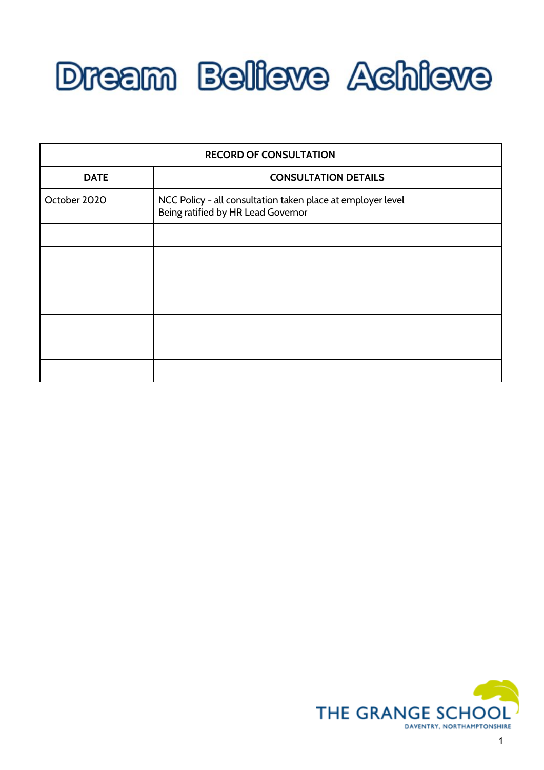# Dream Believe Achieve

| RECORD OF CONSULTATION | |
|---|---|
| **DATE** | **CONSULTATION DETAILS** |
| October 2020 | NCC Policy - all consultation taken place at employer level<br>Being ratified by HR Lead Governor |
| | |
| | |
| | |
| | |
| | |
| | |
| | |

THE GRANGE SCHOOL
DAVENTRY, NORTHAMPTONSHIRE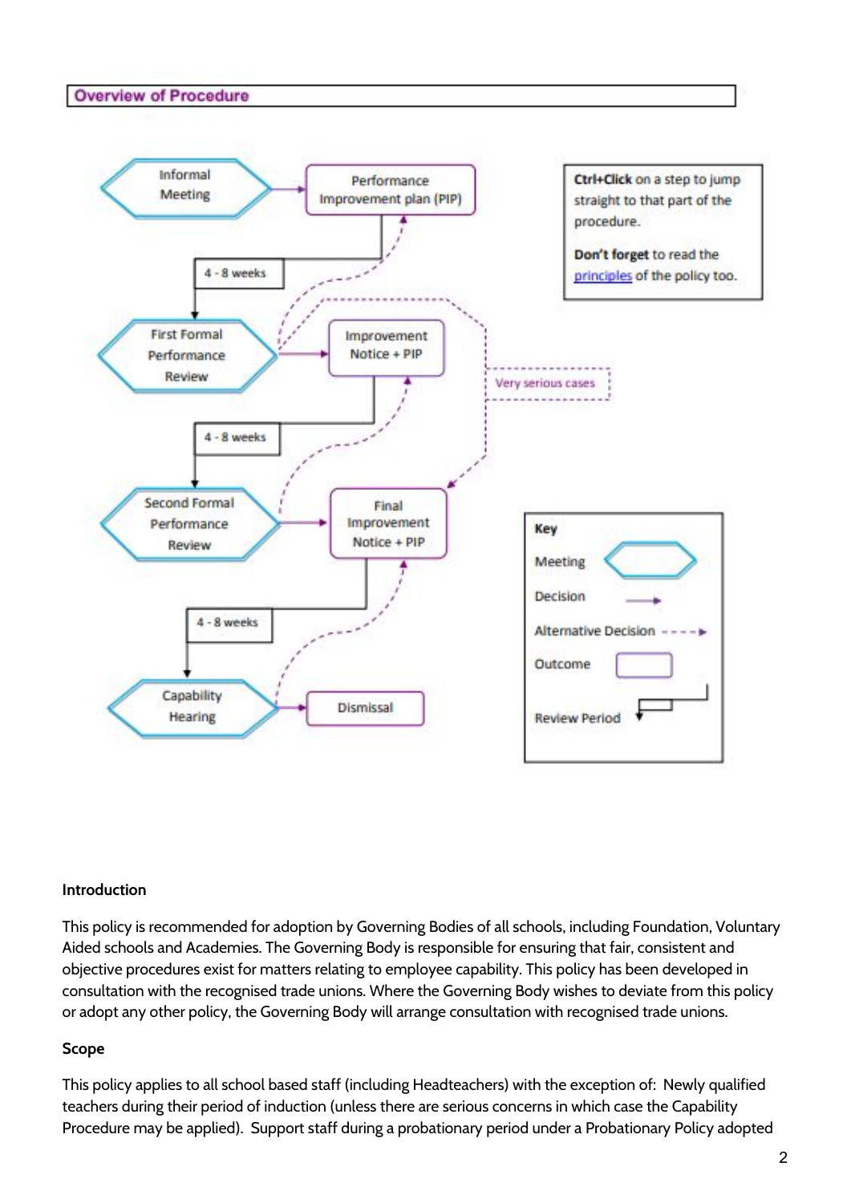## Overview of Procedure

- Informal Meeting → Performance Improvement plan (PIP)
- 4 - 8 weeks
- First Formal Performance Review → Improvement Notice + PIP
- 4 - 8 weeks
- Second Formal Performance Review → Final Improvement Notice + PIP
- 4 - 8 weeks
- Capability Hearing → Dismissal

Very serious cases

**Ctrl+Click** on a step to jump straight to that part of the procedure.

**Don't forget** to read the principles of the policy too.

**Key**

- Meeting
- Decision
- Alternative Decision
- Outcome
- Review Period

**Introduction**

This policy is recommended for adoption by Governing Bodies of all schools, including Foundation, Voluntary Aided schools and Academies. The Governing Body is responsible for ensuring that fair, consistent and objective procedures exist for matters relating to employee capability. This policy has been developed in consultation with the recognised trade unions. Where the Governing Body wishes to deviate from this policy or adopt any other policy, the Governing Body will arrange consultation with recognised trade unions.

**Scope**

This policy applies to all school based staff (including Headteachers) with the exception of: Newly qualified teachers during their period of induction (unless there are serious concerns in which case the Capability Procedure may be applied). Support staff during a probationary period under a Probationary Policy adopted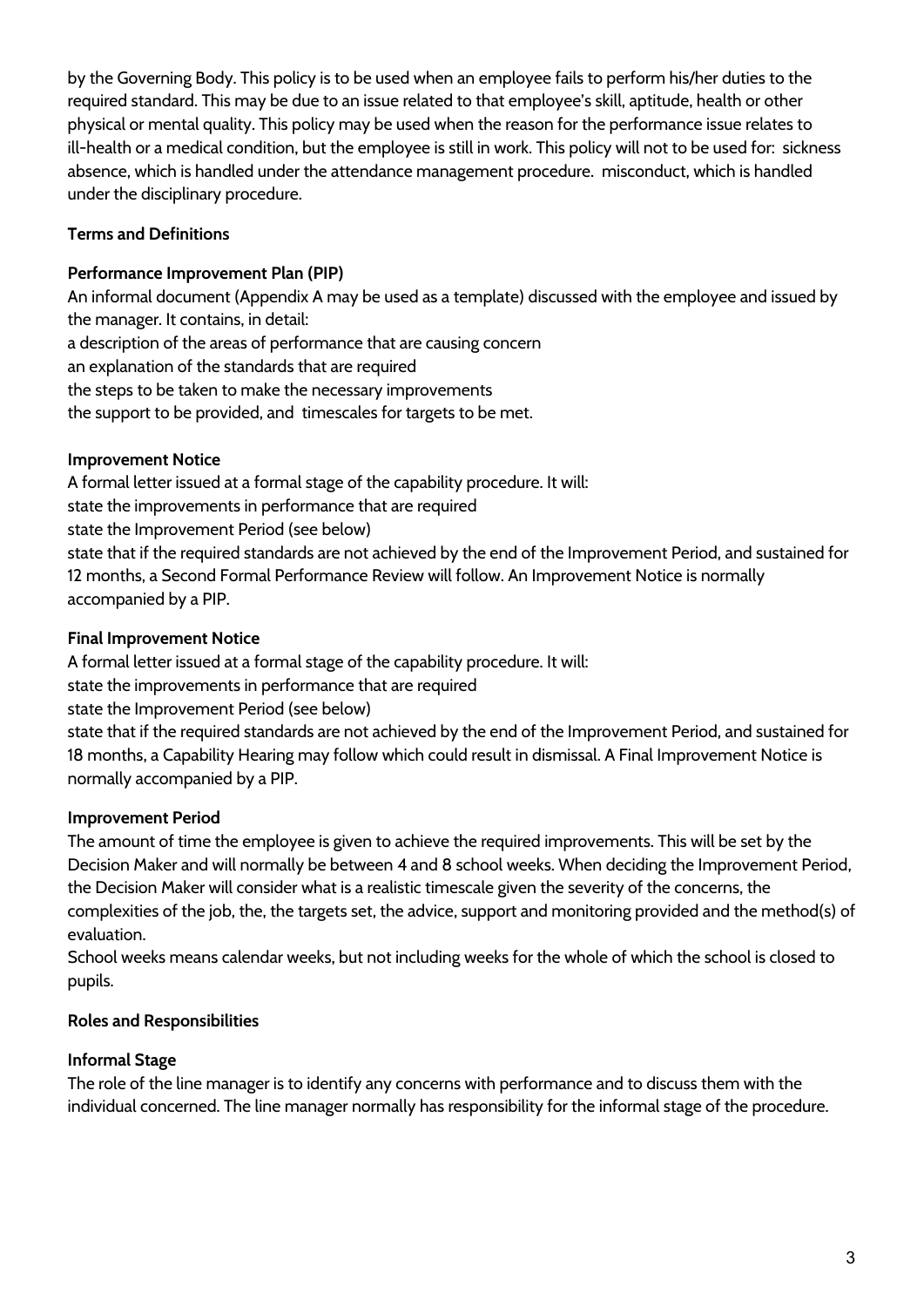by the Governing Body. This policy is to be used when an employee fails to perform his/her duties to the required standard. This may be due to an issue related to that employee's skill, aptitude, health or other physical or mental quality. This policy may be used when the reason for the performance issue relates to ill-health or a medical condition, but the employee is still in work. This policy will not to be used for: sickness absence, which is handled under the attendance management procedure. misconduct, which is handled under the disciplinary procedure.

**Terms and Definitions**

**Performance Improvement Plan (PIP)**

An informal document (Appendix A may be used as a template) discussed with the employee and issued by the manager. It contains, in detail:

a description of the areas of performance that are causing concern

an explanation of the standards that are required

the steps to be taken to make the necessary improvements

the support to be provided, and timescales for targets to be met.

**Improvement Notice**

A formal letter issued at a formal stage of the capability procedure. It will:

state the improvements in performance that are required

state the Improvement Period (see below)

state that if the required standards are not achieved by the end of the Improvement Period, and sustained for 12 months, a Second Formal Performance Review will follow. An Improvement Notice is normally accompanied by a PIP.

**Final Improvement Notice**

A formal letter issued at a formal stage of the capability procedure. It will:

state the improvements in performance that are required

state the Improvement Period (see below)

state that if the required standards are not achieved by the end of the Improvement Period, and sustained for 18 months, a Capability Hearing may follow which could result in dismissal. A Final Improvement Notice is normally accompanied by a PIP.

**Improvement Period**

The amount of time the employee is given to achieve the required improvements. This will be set by the Decision Maker and will normally be between 4 and 8 school weeks. When deciding the Improvement Period, the Decision Maker will consider what is a realistic timescale given the severity of the concerns, the complexities of the job, the, the targets set, the advice, support and monitoring provided and the method(s) of evaluation.

School weeks means calendar weeks, but not including weeks for the whole of which the school is closed to pupils.

**Roles and Responsibilities**

**Informal Stage**

The role of the line manager is to identify any concerns with performance and to discuss them with the individual concerned. The line manager normally has responsibility for the informal stage of the procedure.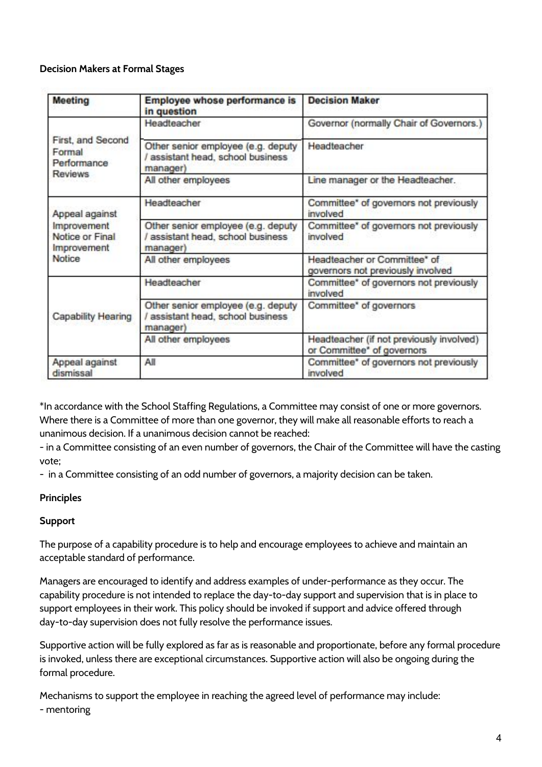**Decision Makers at Formal Stages**

| Meeting | Employee whose performance is in question | Decision Maker |
|---|---|---|
| First, and Second Formal Performance Reviews | Headteacher | Governor (normally Chair of Governors.) |
| | Other senior employee (e.g. deputy / assistant head, school business manager) | Headteacher |
| | All other employees | Line manager or the Headteacher. |
| Appeal against Improvement Notice or Final Improvement Notice | Headteacher | Committee* of governors not previously involved |
| | Other senior employee (e.g. deputy / assistant head, school business manager) | Committee* of governors not previously involved |
| | All other employees | Headteacher or Committee* of governors not previously involved |
| Capability Hearing | Headteacher | Committee* of governors not previously involved |
| | Other senior employee (e.g. deputy / assistant head, school business manager) | Committee* of governors |
| | All other employees | Headteacher (if not previously involved) or Committee* of governors |
| Appeal against dismissal | All | Committee* of governors not previously involved |

*In accordance with the School Staffing Regulations, a Committee may consist of one or more governors. Where there is a Committee of more than one governor, they will make all reasonable efforts to reach a unanimous decision. If a unanimous decision cannot be reached:
- in a Committee consisting of an even number of governors, the Chair of the Committee will have the casting vote;
- in a Committee consisting of an odd number of governors, a majority decision can be taken.

**Principles**

**Support**

The purpose of a capability procedure is to help and encourage employees to achieve and maintain an acceptable standard of performance.

Managers are encouraged to identify and address examples of under-performance as they occur. The capability procedure is not intended to replace the day-to-day support and supervision that is in place to support employees in their work. This policy should be invoked if support and advice offered through day-to-day supervision does not fully resolve the performance issues.

Supportive action will be fully explored as far as is reasonable and proportionate, before any formal procedure is invoked, unless there are exceptional circumstances. Supportive action will also be ongoing during the formal procedure.

Mechanisms to support the employee in reaching the agreed level of performance may include:
- mentoring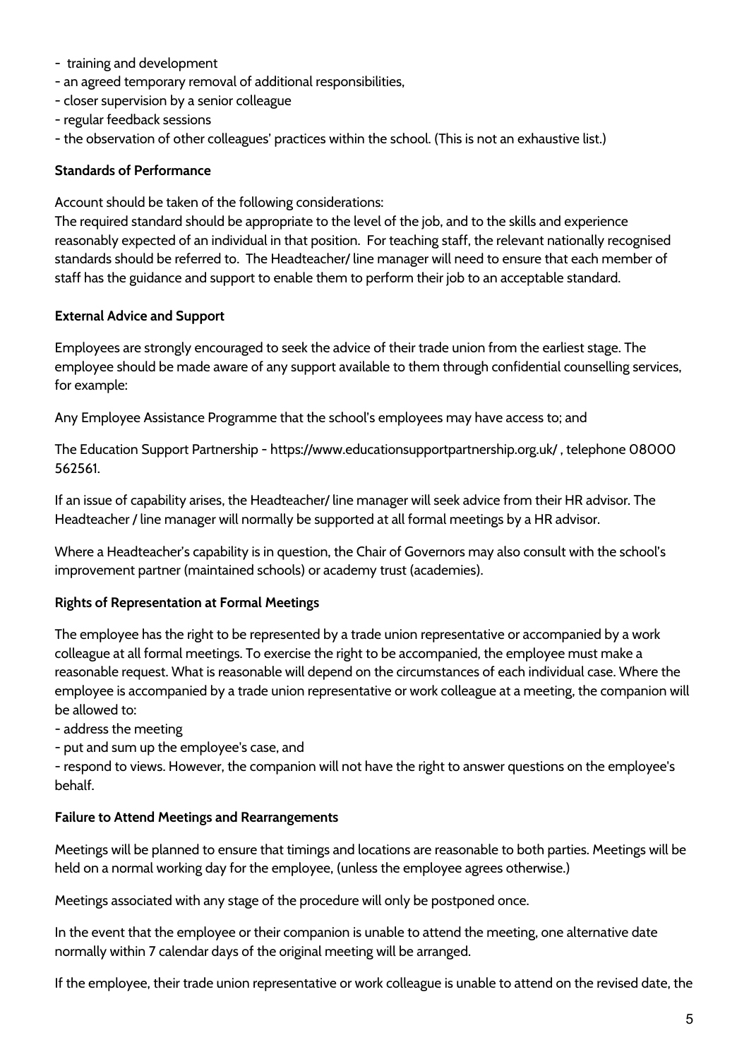- training and development
- an agreed temporary removal of additional responsibilities,
- closer supervision by a senior colleague
- regular feedback sessions
- the observation of other colleagues' practices within the school. (This is not an exhaustive list.)

**Standards of Performance**

Account should be taken of the following considerations:
The required standard should be appropriate to the level of the job, and to the skills and experience reasonably expected of an individual in that position. For teaching staff, the relevant nationally recognised standards should be referred to. The Headteacher/ line manager will need to ensure that each member of staff has the guidance and support to enable them to perform their job to an acceptable standard.

**External Advice and Support**

Employees are strongly encouraged to seek the advice of their trade union from the earliest stage. The employee should be made aware of any support available to them through confidential counselling services, for example:

Any Employee Assistance Programme that the school's employees may have access to; and

The Education Support Partnership - https://www.educationsupportpartnership.org.uk/ , telephone 08000 562561.

If an issue of capability arises, the Headteacher/ line manager will seek advice from their HR advisor. The Headteacher / line manager will normally be supported at all formal meetings by a HR advisor.

Where a Headteacher's capability is in question, the Chair of Governors may also consult with the school's improvement partner (maintained schools) or academy trust (academies).

**Rights of Representation at Formal Meetings**

The employee has the right to be represented by a trade union representative or accompanied by a work colleague at all formal meetings. To exercise the right to be accompanied, the employee must make a reasonable request. What is reasonable will depend on the circumstances of each individual case. Where the employee is accompanied by a trade union representative or work colleague at a meeting, the companion will be allowed to:
- address the meeting
- put and sum up the employee's case, and
- respond to views. However, the companion will not have the right to answer questions on the employee's behalf.

**Failure to Attend Meetings and Rearrangements**

Meetings will be planned to ensure that timings and locations are reasonable to both parties. Meetings will be held on a normal working day for the employee, (unless the employee agrees otherwise.)

Meetings associated with any stage of the procedure will only be postponed once.

In the event that the employee or their companion is unable to attend the meeting, one alternative date normally within 7 calendar days of the original meeting will be arranged.

If the employee, their trade union representative or work colleague is unable to attend on the revised date, the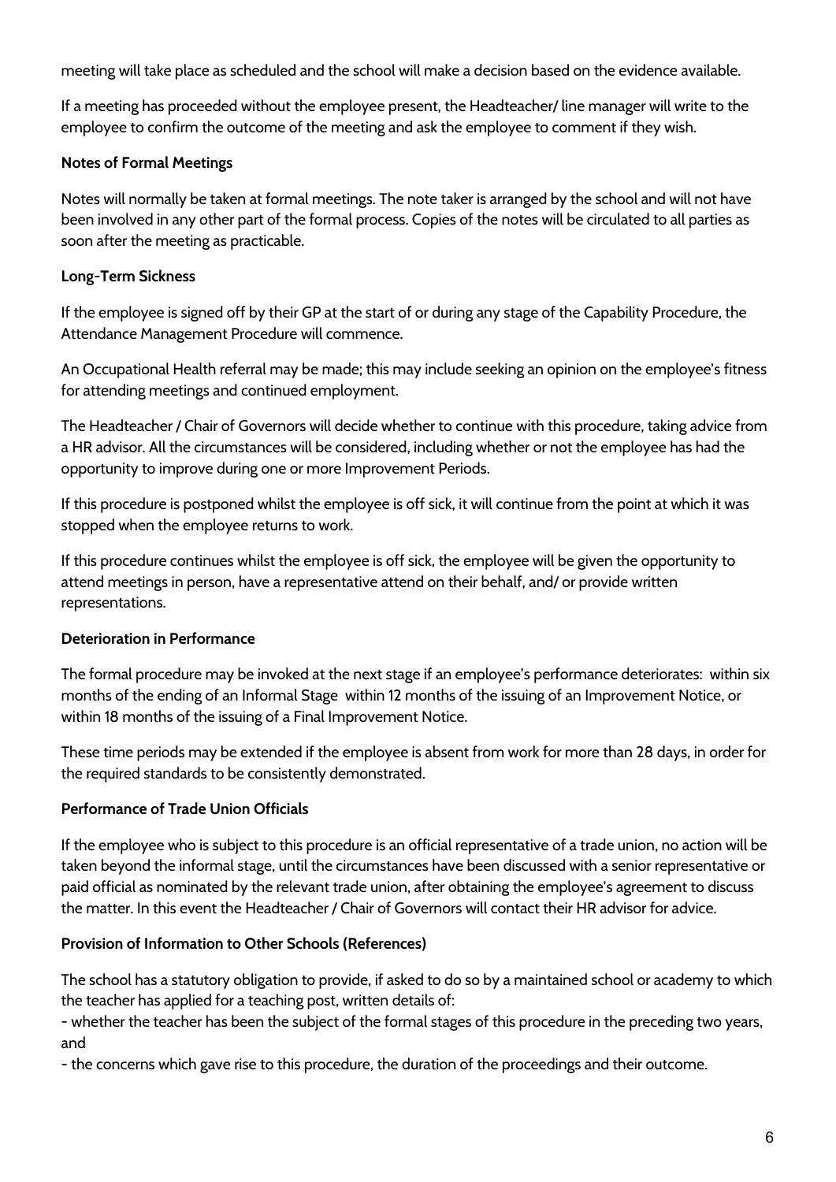meeting will take place as scheduled and the school will make a decision based on the evidence available.

If a meeting has proceeded without the employee present, the Headteacher/ line manager will write to the employee to confirm the outcome of the meeting and ask the employee to comment if they wish.

**Notes of Formal Meetings**

Notes will normally be taken at formal meetings. The note taker is arranged by the school and will not have been involved in any other part of the formal process. Copies of the notes will be circulated to all parties as soon after the meeting as practicable.

**Long-Term Sickness**

If the employee is signed off by their GP at the start of or during any stage of the Capability Procedure, the Attendance Management Procedure will commence.

An Occupational Health referral may be made; this may include seeking an opinion on the employee's fitness for attending meetings and continued employment.

The Headteacher / Chair of Governors will decide whether to continue with this procedure, taking advice from a HR advisor. All the circumstances will be considered, including whether or not the employee has had the opportunity to improve during one or more Improvement Periods.

If this procedure is postponed whilst the employee is off sick, it will continue from the point at which it was stopped when the employee returns to work.

If this procedure continues whilst the employee is off sick, the employee will be given the opportunity to attend meetings in person, have a representative attend on their behalf, and/ or provide written representations.

**Deterioration in Performance**

The formal procedure may be invoked at the next stage if an employee's performance deteriorates: within six months of the ending of an Informal Stage within 12 months of the issuing of an Improvement Notice, or within 18 months of the issuing of a Final Improvement Notice.

These time periods may be extended if the employee is absent from work for more than 28 days, in order for the required standards to be consistently demonstrated.

**Performance of Trade Union Officials**

If the employee who is subject to this procedure is an official representative of a trade union, no action will be taken beyond the informal stage, until the circumstances have been discussed with a senior representative or paid official as nominated by the relevant trade union, after obtaining the employee's agreement to discuss the matter. In this event the Headteacher / Chair of Governors will contact their HR advisor for advice.

**Provision of Information to Other Schools (References)**

The school has a statutory obligation to provide, if asked to do so by a maintained school or academy to which the teacher has applied for a teaching post, written details of:

- whether the teacher has been the subject of the formal stages of this procedure in the preceding two years, and
- the concerns which gave rise to this procedure, the duration of the proceedings and their outcome.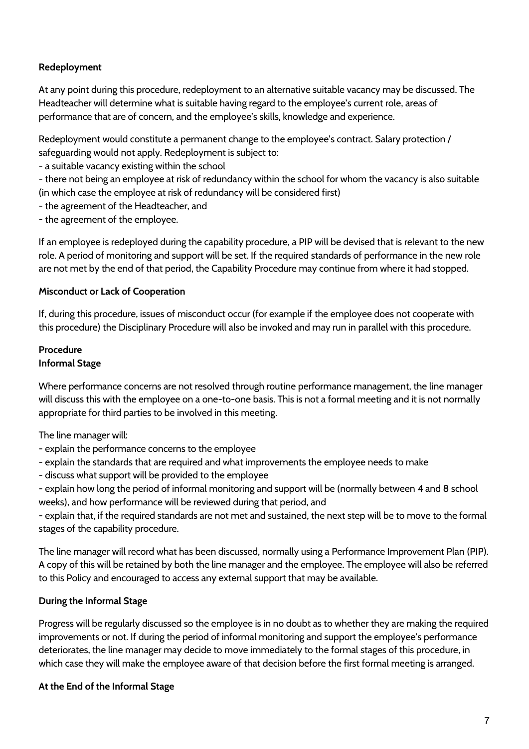**Redeployment**

At any point during this procedure, redeployment to an alternative suitable vacancy may be discussed. The Headteacher will determine what is suitable having regard to the employee's current role, areas of performance that are of concern, and the employee's skills, knowledge and experience.

Redeployment would constitute a permanent change to the employee's contract. Salary protection / safeguarding would not apply. Redeployment is subject to:

- a suitable vacancy existing within the school
- there not being an employee at risk of redundancy within the school for whom the vacancy is also suitable (in which case the employee at risk of redundancy will be considered first)
- the agreement of the Headteacher, and
- the agreement of the employee.

If an employee is redeployed during the capability procedure, a PIP will be devised that is relevant to the new role. A period of monitoring and support will be set. If the required standards of performance in the new role are not met by the end of that period, the Capability Procedure may continue from where it had stopped.

**Misconduct or Lack of Cooperation**

If, during this procedure, issues of misconduct occur (for example if the employee does not cooperate with this procedure) the Disciplinary Procedure will also be invoked and may run in parallel with this procedure.

**Procedure**
**Informal Stage**

Where performance concerns are not resolved through routine performance management, the line manager will discuss this with the employee on a one-to-one basis. This is not a formal meeting and it is not normally appropriate for third parties to be involved in this meeting.

The line manager will:

- explain the performance concerns to the employee
- explain the standards that are required and what improvements the employee needs to make
- discuss what support will be provided to the employee
- explain how long the period of informal monitoring and support will be (normally between 4 and 8 school weeks), and how performance will be reviewed during that period, and
- explain that, if the required standards are not met and sustained, the next step will be to move to the formal stages of the capability procedure.

The line manager will record what has been discussed, normally using a Performance Improvement Plan (PIP). A copy of this will be retained by both the line manager and the employee. The employee will also be referred to this Policy and encouraged to access any external support that may be available.

**During the Informal Stage**

Progress will be regularly discussed so the employee is in no doubt as to whether they are making the required improvements or not. If during the period of informal monitoring and support the employee's performance deteriorates, the line manager may decide to move immediately to the formal stages of this procedure, in which case they will make the employee aware of that decision before the first formal meeting is arranged.

**At the End of the Informal Stage**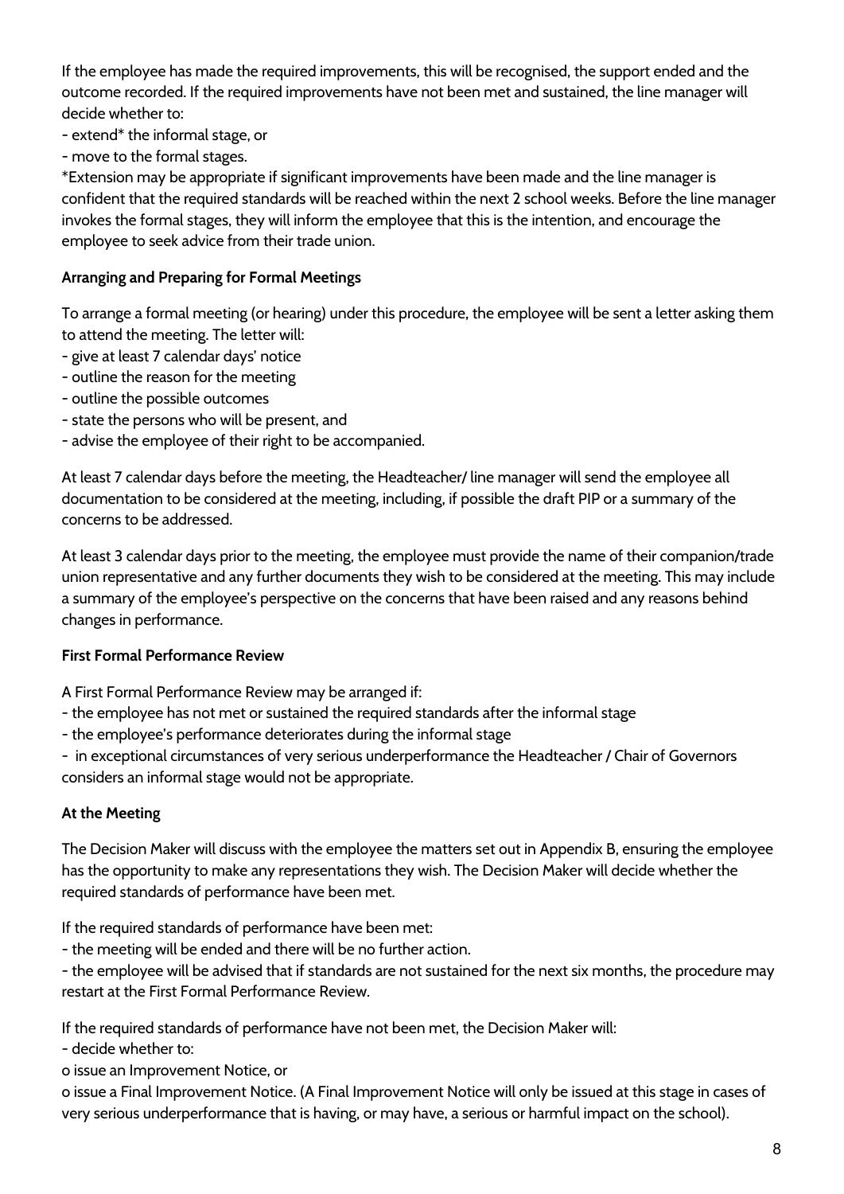If the employee has made the required improvements, this will be recognised, the support ended and the outcome recorded. If the required improvements have not been met and sustained, the line manager will decide whether to:

- extend* the informal stage, or
- move to the formal stages.

*Extension may be appropriate if significant improvements have been made and the line manager is confident that the required standards will be reached within the next 2 school weeks. Before the line manager invokes the formal stages, they will inform the employee that this is the intention, and encourage the employee to seek advice from their trade union.

**Arranging and Preparing for Formal Meetings**

To arrange a formal meeting (or hearing) under this procedure, the employee will be sent a letter asking them to attend the meeting. The letter will:

- give at least 7 calendar days' notice
- outline the reason for the meeting
- outline the possible outcomes
- state the persons who will be present, and
- advise the employee of their right to be accompanied.

At least 7 calendar days before the meeting, the Headteacher/ line manager will send the employee all documentation to be considered at the meeting, including, if possible the draft PIP or a summary of the concerns to be addressed.

At least 3 calendar days prior to the meeting, the employee must provide the name of their companion/trade union representative and any further documents they wish to be considered at the meeting. This may include a summary of the employee's perspective on the concerns that have been raised and any reasons behind changes in performance.

**First Formal Performance Review**

A First Formal Performance Review may be arranged if:

- the employee has not met or sustained the required standards after the informal stage
- the employee's performance deteriorates during the informal stage
- in exceptional circumstances of very serious underperformance the Headteacher / Chair of Governors considers an informal stage would not be appropriate.

**At the Meeting**

The Decision Maker will discuss with the employee the matters set out in Appendix B, ensuring the employee has the opportunity to make any representations they wish. The Decision Maker will decide whether the required standards of performance have been met.

If the required standards of performance have been met:

- the meeting will be ended and there will be no further action.
- the employee will be advised that if standards are not sustained for the next six months, the procedure may restart at the First Formal Performance Review.

If the required standards of performance have not been met, the Decision Maker will:

- decide whether to:
    - o issue an Improvement Notice, or
    - o issue a Final Improvement Notice. (A Final Improvement Notice will only be issued at this stage in cases of very serious underperformance that is having, or may have, a serious or harmful impact on the school).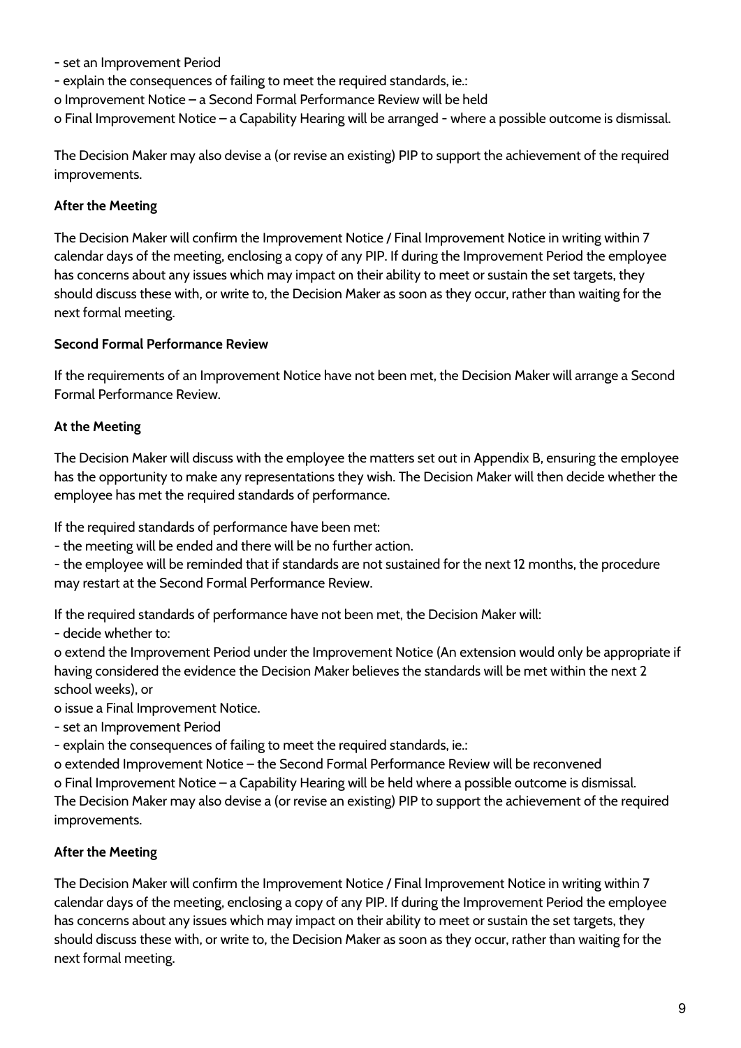- set an Improvement Period
- explain the consequences of failing to meet the required standards, ie.:
  - o Improvement Notice – a Second Formal Performance Review will be held
  - o Final Improvement Notice – a Capability Hearing will be arranged - where a possible outcome is dismissal.

The Decision Maker may also devise a (or revise an existing) PIP to support the achievement of the required improvements.

**After the Meeting**

The Decision Maker will confirm the Improvement Notice / Final Improvement Notice in writing within 7 calendar days of the meeting, enclosing a copy of any PIP. If during the Improvement Period the employee has concerns about any issues which may impact on their ability to meet or sustain the set targets, they should discuss these with, or write to, the Decision Maker as soon as they occur, rather than waiting for the next formal meeting.

**Second Formal Performance Review**

If the requirements of an Improvement Notice have not been met, the Decision Maker will arrange a Second Formal Performance Review.

**At the Meeting**

The Decision Maker will discuss with the employee the matters set out in Appendix B, ensuring the employee has the opportunity to make any representations they wish. The Decision Maker will then decide whether the employee has met the required standards of performance.

If the required standards of performance have been met:

- the meeting will be ended and there will be no further action.
- the employee will be reminded that if standards are not sustained for the next 12 months, the procedure may restart at the Second Formal Performance Review.

If the required standards of performance have not been met, the Decision Maker will:

- decide whether to:
  - o extend the Improvement Period under the Improvement Notice (An extension would only be appropriate if having considered the evidence the Decision Maker believes the standards will be met within the next 2 school weeks), or
  - o issue a Final Improvement Notice.
- set an Improvement Period
- explain the consequences of failing to meet the required standards, ie.:
  - o extended Improvement Notice – the Second Formal Performance Review will be reconvened
  - o Final Improvement Notice – a Capability Hearing will be held where a possible outcome is dismissal.

The Decision Maker may also devise a (or revise an existing) PIP to support the achievement of the required improvements.

**After the Meeting**

The Decision Maker will confirm the Improvement Notice / Final Improvement Notice in writing within 7 calendar days of the meeting, enclosing a copy of any PIP. If during the Improvement Period the employee has concerns about any issues which may impact on their ability to meet or sustain the set targets, they should discuss these with, or write to, the Decision Maker as soon as they occur, rather than waiting for the next formal meeting.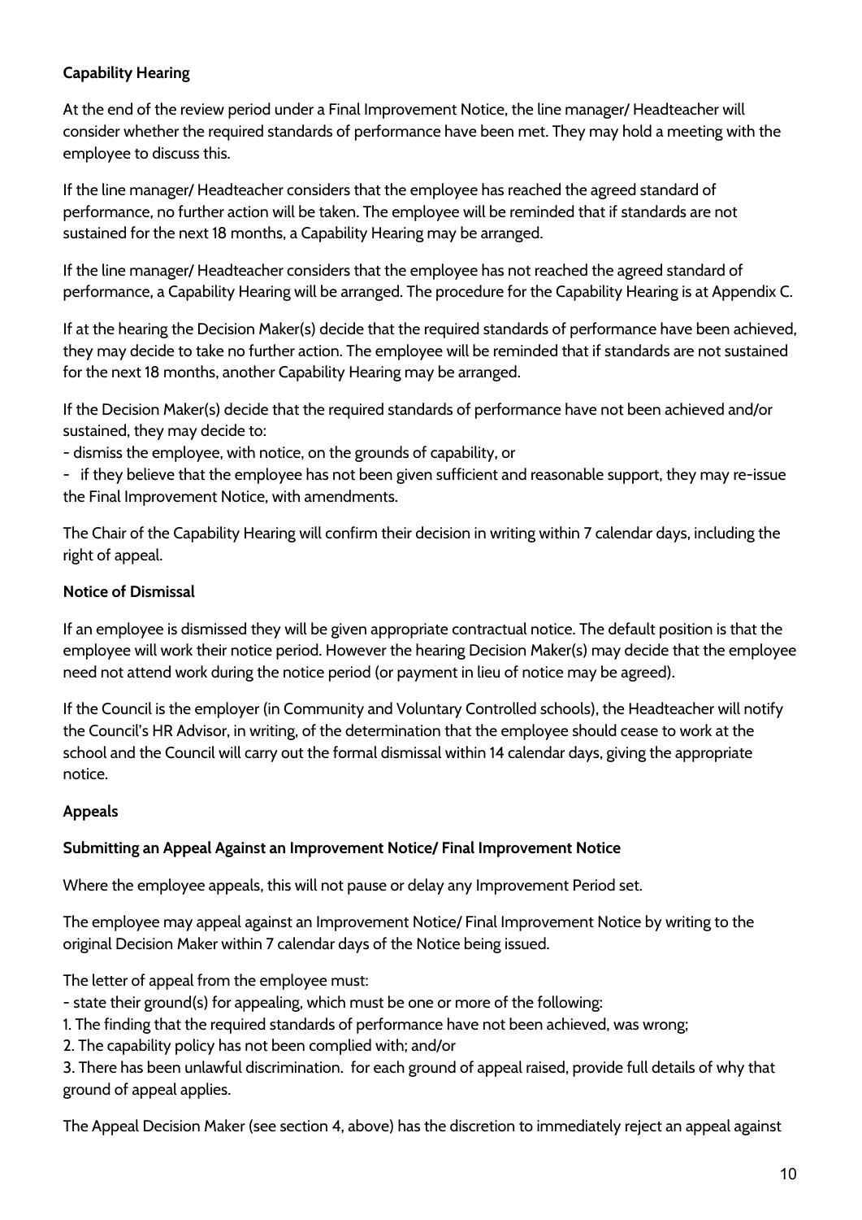**Capability Hearing**

At the end of the review period under a Final Improvement Notice, the line manager/ Headteacher will consider whether the required standards of performance have been met. They may hold a meeting with the employee to discuss this.

If the line manager/ Headteacher considers that the employee has reached the agreed standard of performance, no further action will be taken. The employee will be reminded that if standards are not sustained for the next 18 months, a Capability Hearing may be arranged.

If the line manager/ Headteacher considers that the employee has not reached the agreed standard of performance, a Capability Hearing will be arranged. The procedure for the Capability Hearing is at Appendix C.

If at the hearing the Decision Maker(s) decide that the required standards of performance have been achieved, they may decide to take no further action. The employee will be reminded that if standards are not sustained for the next 18 months, another Capability Hearing may be arranged.

If the Decision Maker(s) decide that the required standards of performance have not been achieved and/or sustained, they may decide to:

- dismiss the employee, with notice, on the grounds of capability, or
- if they believe that the employee has not been given sufficient and reasonable support, they may re-issue the Final Improvement Notice, with amendments.

The Chair of the Capability Hearing will confirm their decision in writing within 7 calendar days, including the right of appeal.

**Notice of Dismissal**

If an employee is dismissed they will be given appropriate contractual notice. The default position is that the employee will work their notice period. However the hearing Decision Maker(s) may decide that the employee need not attend work during the notice period (or payment in lieu of notice may be agreed).

If the Council is the employer (in Community and Voluntary Controlled schools), the Headteacher will notify the Council's HR Advisor, in writing, of the determination that the employee should cease to work at the school and the Council will carry out the formal dismissal within 14 calendar days, giving the appropriate notice.

**Appeals**

**Submitting an Appeal Against an Improvement Notice/ Final Improvement Notice**

Where the employee appeals, this will not pause or delay any Improvement Period set.

The employee may appeal against an Improvement Notice/ Final Improvement Notice by writing to the original Decision Maker within 7 calendar days of the Notice being issued.

The letter of appeal from the employee must:

- state their ground(s) for appealing, which must be one or more of the following:

1. The finding that the required standards of performance have not been achieved, was wrong;
2. The capability policy has not been complied with; and/or
3. There has been unlawful discrimination. for each ground of appeal raised, provide full details of why that ground of appeal applies.

The Appeal Decision Maker (see section 4, above) has the discretion to immediately reject an appeal against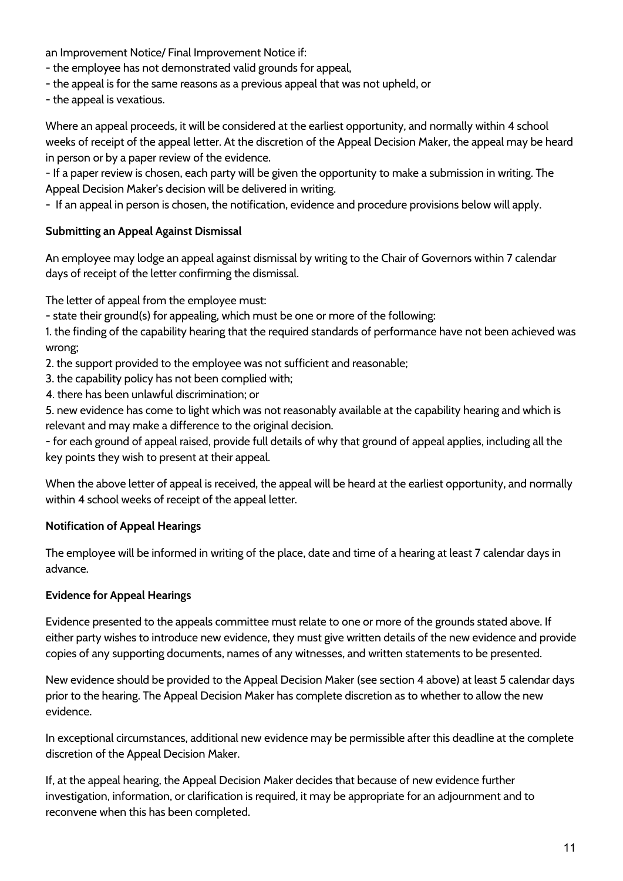an Improvement Notice/ Final Improvement Notice if:

- the employee has not demonstrated valid grounds for appeal,
- the appeal is for the same reasons as a previous appeal that was not upheld, or
- the appeal is vexatious.

Where an appeal proceeds, it will be considered at the earliest opportunity, and normally within 4 school weeks of receipt of the appeal letter. At the discretion of the Appeal Decision Maker, the appeal may be heard in person or by a paper review of the evidence.

- If a paper review is chosen, each party will be given the opportunity to make a submission in writing. The Appeal Decision Maker's decision will be delivered in writing.
- If an appeal in person is chosen, the notification, evidence and procedure provisions below will apply.

**Submitting an Appeal Against Dismissal**

An employee may lodge an appeal against dismissal by writing to the Chair of Governors within 7 calendar days of receipt of the letter confirming the dismissal.

The letter of appeal from the employee must:

- state their ground(s) for appealing, which must be one or more of the following:

1. the finding of the capability hearing that the required standards of performance have not been achieved was wrong;
2. the support provided to the employee was not sufficient and reasonable;
3. the capability policy has not been complied with;
4. there has been unlawful discrimination; or
5. new evidence has come to light which was not reasonably available at the capability hearing and which is relevant and may make a difference to the original decision.

- for each ground of appeal raised, provide full details of why that ground of appeal applies, including all the key points they wish to present at their appeal.

When the above letter of appeal is received, the appeal will be heard at the earliest opportunity, and normally within 4 school weeks of receipt of the appeal letter.

**Notification of Appeal Hearings**

The employee will be informed in writing of the place, date and time of a hearing at least 7 calendar days in advance.

**Evidence for Appeal Hearings**

Evidence presented to the appeals committee must relate to one or more of the grounds stated above. If either party wishes to introduce new evidence, they must give written details of the new evidence and provide copies of any supporting documents, names of any witnesses, and written statements to be presented.

New evidence should be provided to the Appeal Decision Maker (see section 4 above) at least 5 calendar days prior to the hearing. The Appeal Decision Maker has complete discretion as to whether to allow the new evidence.

In exceptional circumstances, additional new evidence may be permissible after this deadline at the complete discretion of the Appeal Decision Maker.

If, at the appeal hearing, the Appeal Decision Maker decides that because of new evidence further investigation, information, or clarification is required, it may be appropriate for an adjournment and to reconvene when this has been completed.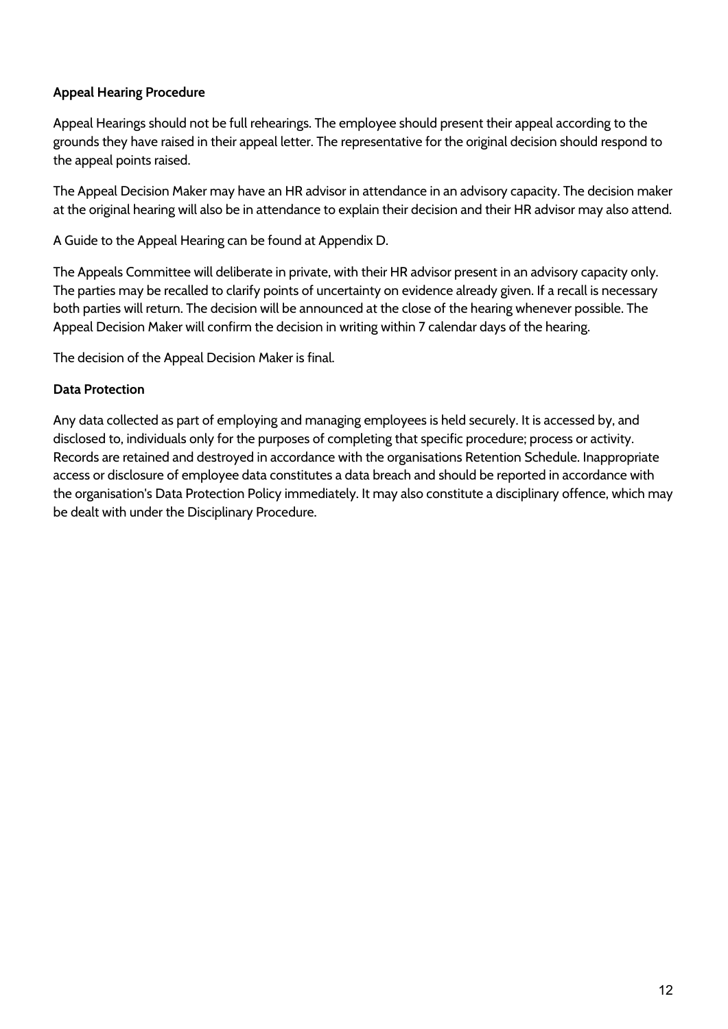**Appeal Hearing Procedure**

Appeal Hearings should not be full rehearings. The employee should present their appeal according to the grounds they have raised in their appeal letter. The representative for the original decision should respond to the appeal points raised.

The Appeal Decision Maker may have an HR advisor in attendance in an advisory capacity. The decision maker at the original hearing will also be in attendance to explain their decision and their HR advisor may also attend.

A Guide to the Appeal Hearing can be found at Appendix D.

The Appeals Committee will deliberate in private, with their HR advisor present in an advisory capacity only. The parties may be recalled to clarify points of uncertainty on evidence already given. If a recall is necessary both parties will return. The decision will be announced at the close of the hearing whenever possible. The Appeal Decision Maker will confirm the decision in writing within 7 calendar days of the hearing.

The decision of the Appeal Decision Maker is final.

**Data Protection**

Any data collected as part of employing and managing employees is held securely. It is accessed by, and disclosed to, individuals only for the purposes of completing that specific procedure; process or activity. Records are retained and destroyed in accordance with the organisations Retention Schedule. Inappropriate access or disclosure of employee data constitutes a data breach and should be reported in accordance with the organisation's Data Protection Policy immediately. It may also constitute a disciplinary offence, which may be dealt with under the Disciplinary Procedure.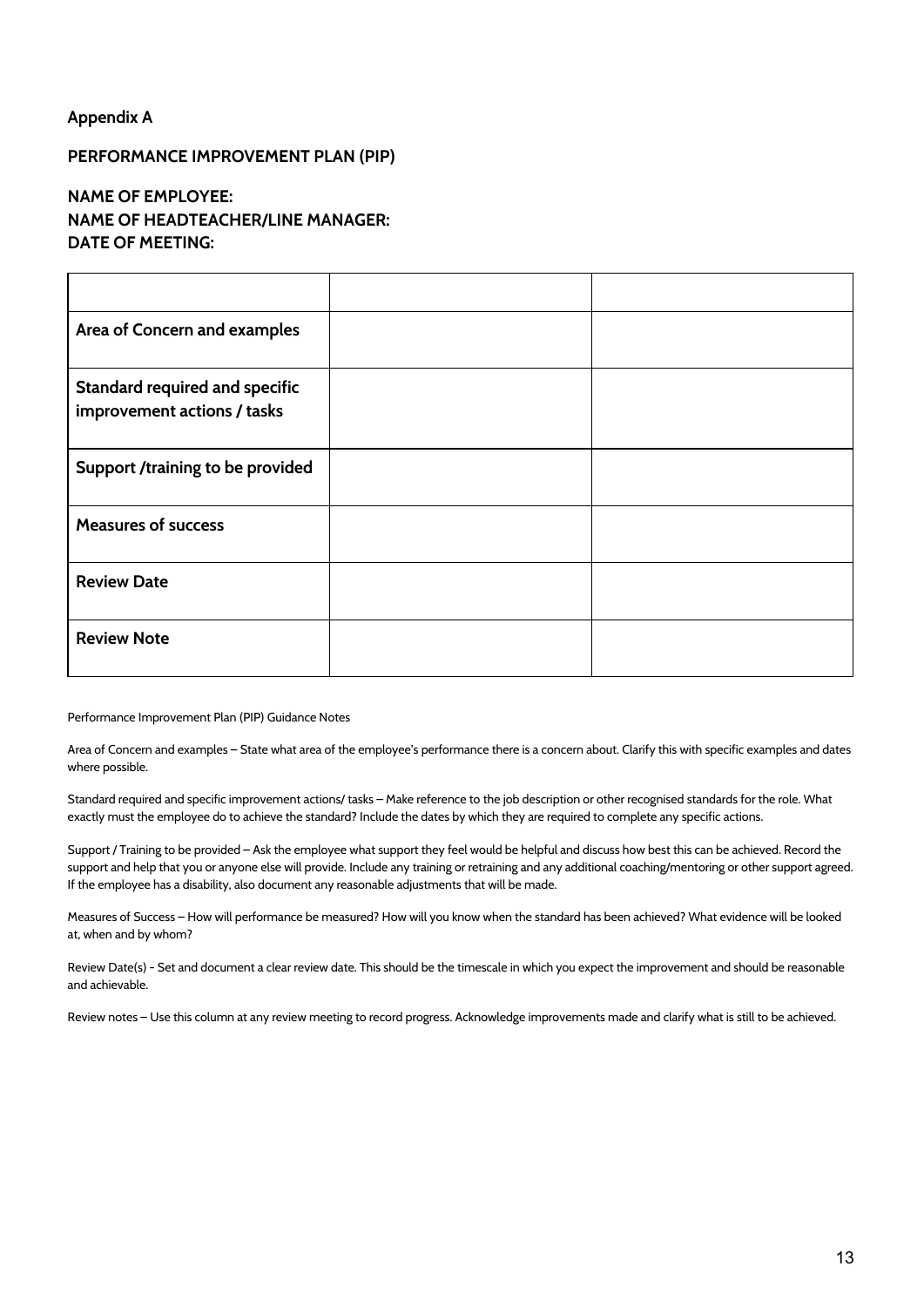**Appendix A**

**PERFORMANCE IMPROVEMENT PLAN (PIP)**

**NAME OF EMPLOYEE:**
**NAME OF HEADTEACHER/LINE MANAGER:**
**DATE OF MEETING:**

| | | |
|---|---|---|
| **Area of Concern and examples** | | |
| **Standard required and specific improvement actions / tasks** | | |
| **Support /training to be provided** | | |
| **Measures of success** | | |
| **Review Date** | | |
| **Review Note** | | |

Performance Improvement Plan (PIP) Guidance Notes

Area of Concern and examples – State what area of the employee's performance there is a concern about. Clarify this with specific examples and dates where possible.

Standard required and specific improvement actions/ tasks – Make reference to the job description or other recognised standards for the role. What exactly must the employee do to achieve the standard? Include the dates by which they are required to complete any specific actions.

Support / Training to be provided – Ask the employee what support they feel would be helpful and discuss how best this can be achieved. Record the support and help that you or anyone else will provide. Include any training or retraining and any additional coaching/mentoring or other support agreed. If the employee has a disability, also document any reasonable adjustments that will be made.

Measures of Success – How will performance be measured? How will you know when the standard has been achieved? What evidence will be looked at, when and by whom?

Review Date(s) - Set and document a clear review date. This should be the timescale in which you expect the improvement and should be reasonable and achievable.

Review notes – Use this column at any review meeting to record progress. Acknowledge improvements made and clarify what is still to be achieved.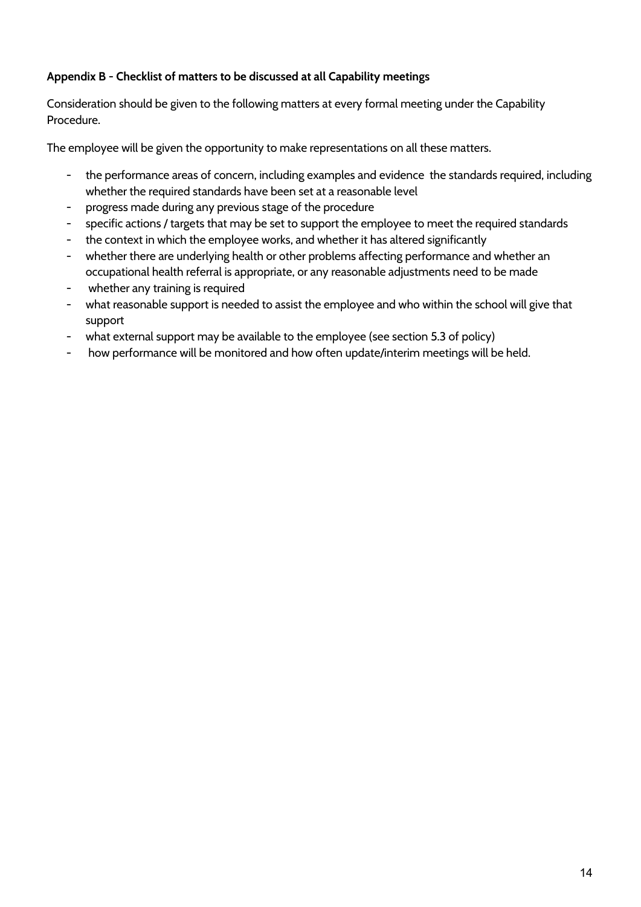**Appendix B - Checklist of matters to be discussed at all Capability meetings**

Consideration should be given to the following matters at every formal meeting under the Capability Procedure.

The employee will be given the opportunity to make representations on all these matters.

- the performance areas of concern, including examples and evidence  the standards required, including whether the required standards have been set at a reasonable level
- progress made during any previous stage of the procedure
- specific actions / targets that may be set to support the employee to meet the required standards
- the context in which the employee works, and whether it has altered significantly
- whether there are underlying health or other problems affecting performance and whether an occupational health referral is appropriate, or any reasonable adjustments need to be made
- whether any training is required
- what reasonable support is needed to assist the employee and who within the school will give that support
- what external support may be available to the employee (see section 5.3 of policy)
- how performance will be monitored and how often update/interim meetings will be held.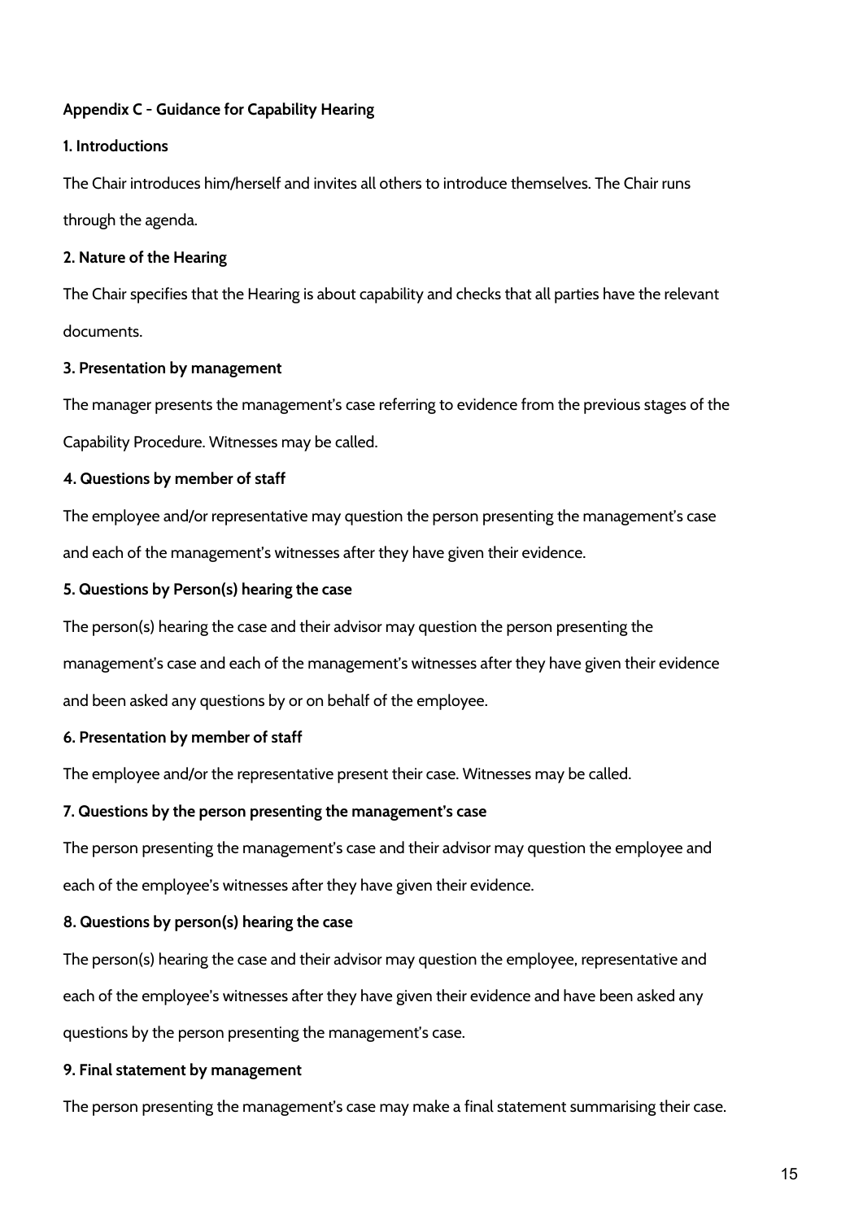## Appendix C - Guidance for Capability Hearing

### 1. Introductions

The Chair introduces him/herself and invites all others to introduce themselves. The Chair runs through the agenda.

### 2. Nature of the Hearing

The Chair specifies that the Hearing is about capability and checks that all parties have the relevant documents.

### 3. Presentation by management

The manager presents the management's case referring to evidence from the previous stages of the Capability Procedure. Witnesses may be called.

### 4. Questions by member of staff

The employee and/or representative may question the person presenting the management's case and each of the management's witnesses after they have given their evidence.

### 5. Questions by Person(s) hearing the case

The person(s) hearing the case and their advisor may question the person presenting the management's case and each of the management's witnesses after they have given their evidence and been asked any questions by or on behalf of the employee.

### 6. Presentation by member of staff

The employee and/or the representative present their case. Witnesses may be called.

### 7. Questions by the person presenting the management's case

The person presenting the management's case and their advisor may question the employee and each of the employee's witnesses after they have given their evidence.

### 8. Questions by person(s) hearing the case

The person(s) hearing the case and their advisor may question the employee, representative and each of the employee's witnesses after they have given their evidence and have been asked any questions by the person presenting the management's case.

### 9. Final statement by management

The person presenting the management's case may make a final statement summarising their case.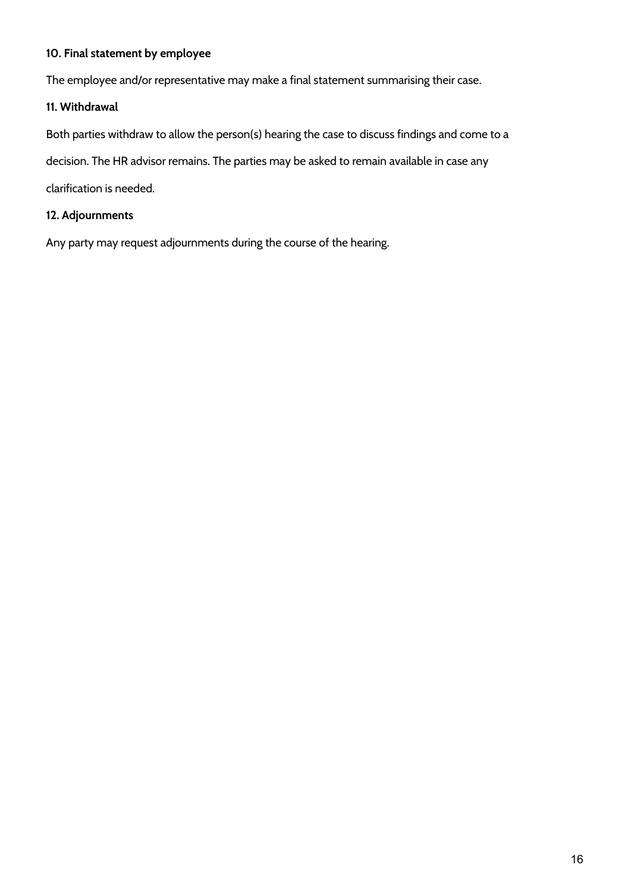**10. Final statement by employee**

The employee and/or representative may make a final statement summarising their case.

**11. Withdrawal**

Both parties withdraw to allow the person(s) hearing the case to discuss findings and come to a decision. The HR advisor remains. The parties may be asked to remain available in case any clarification is needed.

**12. Adjournments**

Any party may request adjournments during the course of the hearing.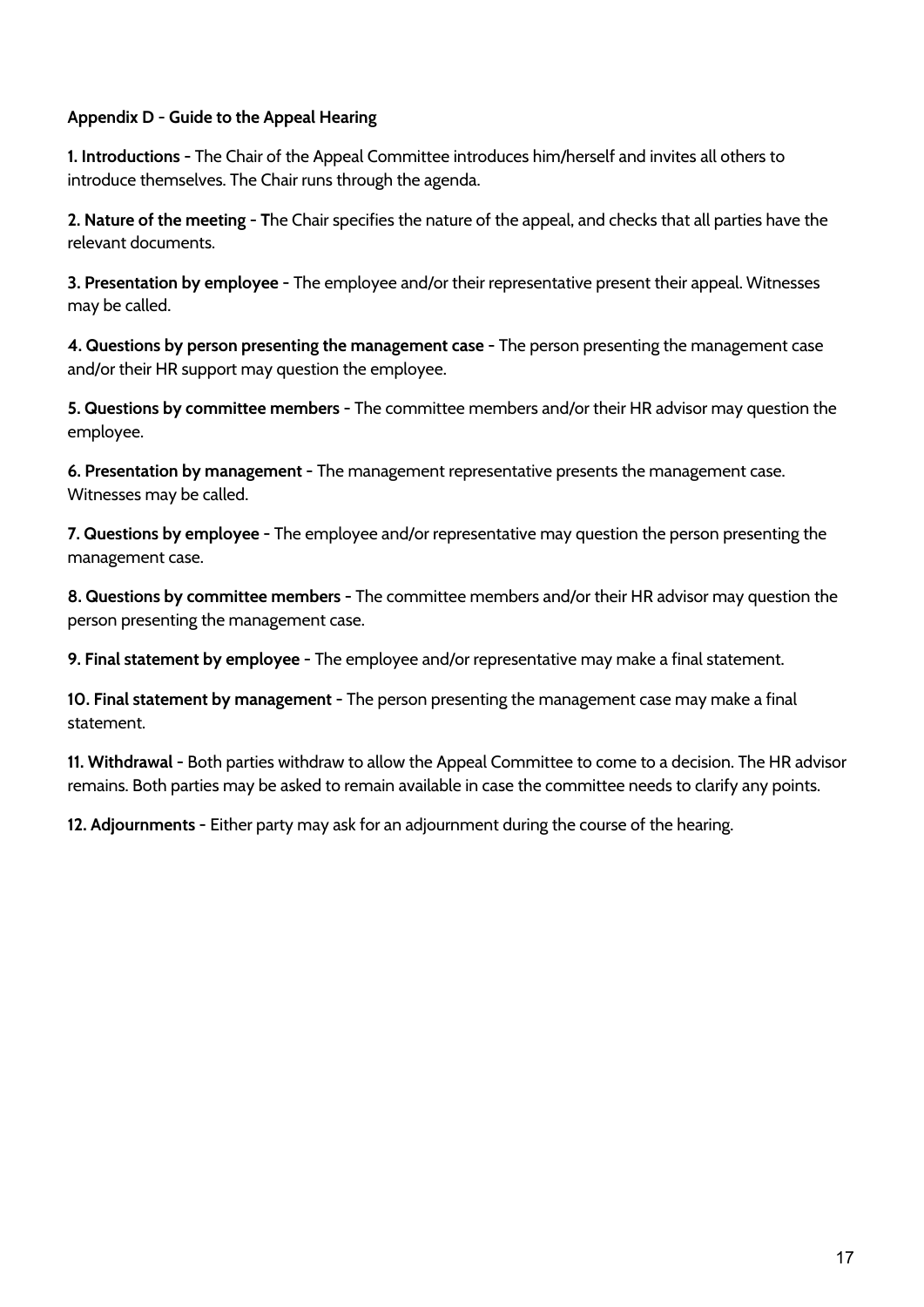**Appendix D - Guide to the Appeal Hearing**

**1. Introductions -** The Chair of the Appeal Committee introduces him/herself and invites all others to introduce themselves. The Chair runs through the agenda.

**2. Nature of the meeting - T**he Chair specifies the nature of the appeal, and checks that all parties have the relevant documents.

**3. Presentation by employee -** The employee and/or their representative present their appeal. Witnesses may be called.

**4. Questions by person presenting the management case -** The person presenting the management case and/or their HR support may question the employee.

**5. Questions by committee members -** The committee members and/or their HR advisor may question the employee.

**6. Presentation by management -** The management representative presents the management case. Witnesses may be called.

**7. Questions by employee -** The employee and/or representative may question the person presenting the management case.

**8. Questions by committee members -** The committee members and/or their HR advisor may question the person presenting the management case.

**9. Final statement by employee -** The employee and/or representative may make a final statement.

**10. Final statement by management -** The person presenting the management case may make a final statement.

**11. Withdrawal -** Both parties withdraw to allow the Appeal Committee to come to a decision. The HR advisor remains. Both parties may be asked to remain available in case the committee needs to clarify any points.

**12. Adjournments -** Either party may ask for an adjournment during the course of the hearing.